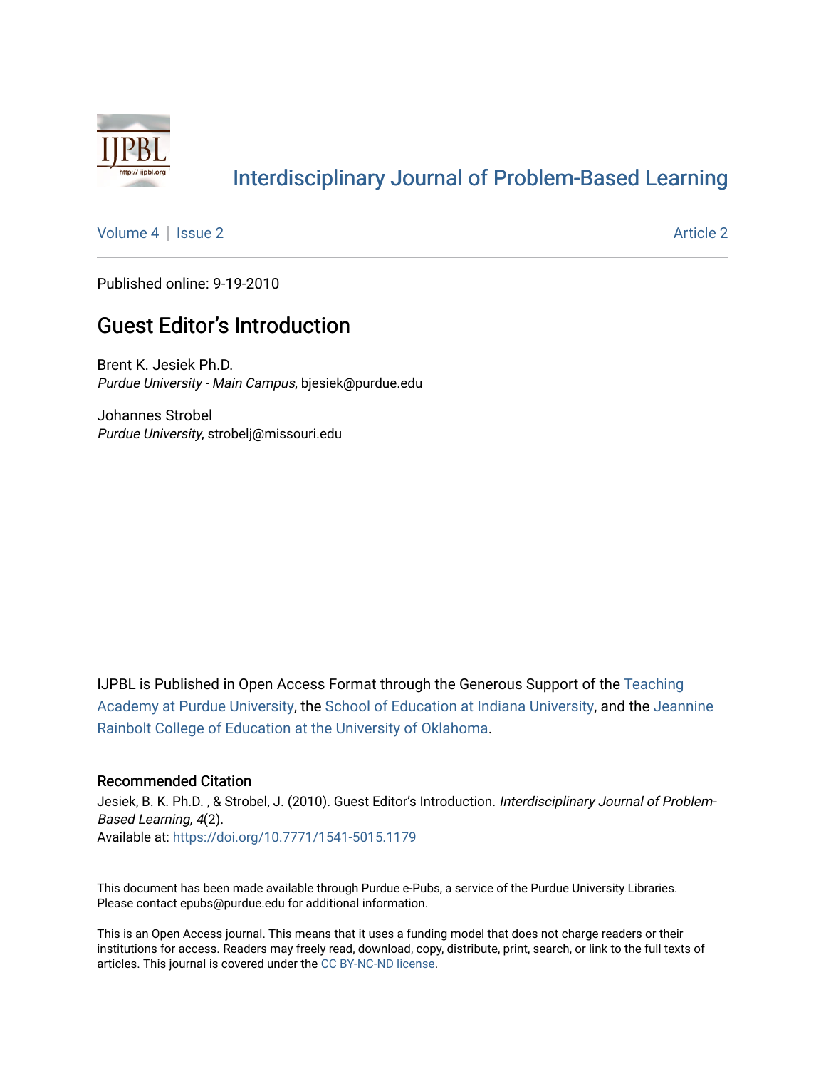# Interdisciplinary Journal of Problem-Based Learning

Volume 4 | Issue 2 Article 2

Published online: 9-19-2010

## Guest Editor's Introduction

Brent K. Jesiek Ph.D.
*Purdue University - Main Campus*, bjesiek@purdue.edu

Johannes Strobel
*Purdue University*, strobelj@missouri.edu

IJPBL is Published in Open Access Format through the Generous Support of the Teaching Academy at Purdue University, the School of Education at Indiana University, and the Jeannine Rainbolt College of Education at the University of Oklahoma.

### Recommended Citation

Jesiek, B. K. Ph.D. , & Strobel, J. (2010). Guest Editor's Introduction. *Interdisciplinary Journal of Problem-Based Learning, 4*(2).
Available at: https://doi.org/10.7771/1541-5015.1179

This document has been made available through Purdue e-Pubs, a service of the Purdue University Libraries. Please contact epubs@purdue.edu for additional information.

This is an Open Access journal. This means that it uses a funding model that does not charge readers or their institutions for access. Readers may freely read, download, copy, distribute, print, search, or link to the full texts of articles. This journal is covered under the CC BY-NC-ND license.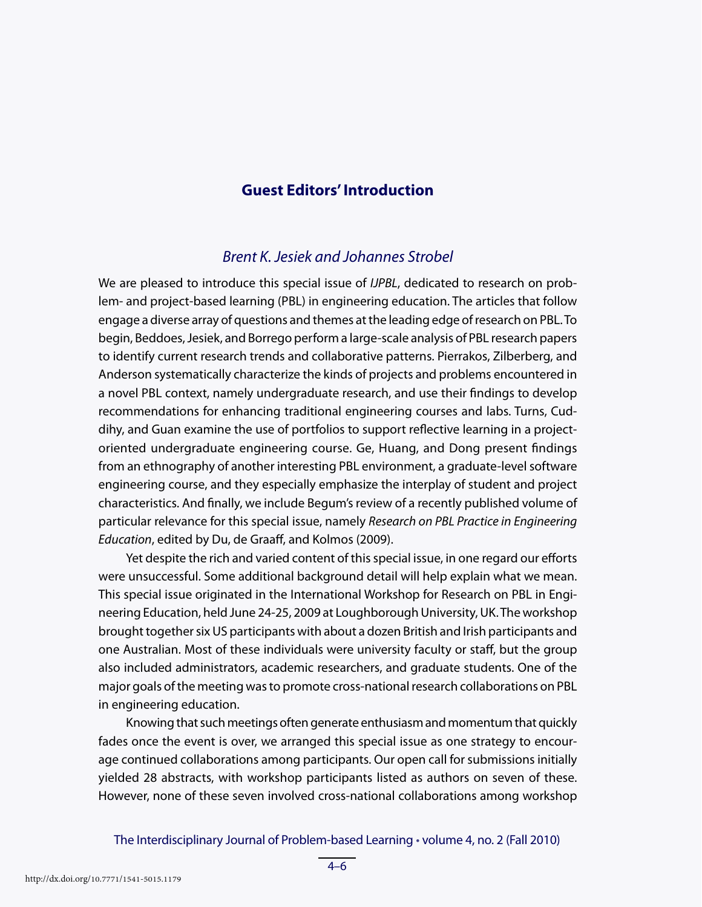## Guest Editors' Introduction

*Brent K. Jesiek and Johannes Strobel*

We are pleased to introduce this special issue of *IJPBL*, dedicated to research on problem- and project-based learning (PBL) in engineering education. The articles that follow engage a diverse array of questions and themes at the leading edge of research on PBL. To begin, Beddoes, Jesiek, and Borrego perform a large-scale analysis of PBL research papers to identify current research trends and collaborative patterns. Pierrakos, Zilberberg, and Anderson systematically characterize the kinds of projects and problems encountered in a novel PBL context, namely undergraduate research, and use their findings to develop recommendations for enhancing traditional engineering courses and labs. Turns, Cuddihy, and Guan examine the use of portfolios to support reflective learning in a project-oriented undergraduate engineering course. Ge, Huang, and Dong present findings from an ethnography of another interesting PBL environment, a graduate-level software engineering course, and they especially emphasize the interplay of student and project characteristics. And finally, we include Begum's review of a recently published volume of particular relevance for this special issue, namely *Research on PBL Practice in Engineering Education*, edited by Du, de Graaff, and Kolmos (2009).

Yet despite the rich and varied content of this special issue, in one regard our efforts were unsuccessful. Some additional background detail will help explain what we mean. This special issue originated in the International Workshop for Research on PBL in Engineering Education, held June 24-25, 2009 at Loughborough University, UK. The workshop brought together six US participants with about a dozen British and Irish participants and one Australian. Most of these individuals were university faculty or staff, but the group also included administrators, academic researchers, and graduate students. One of the major goals of the meeting was to promote cross-national research collaborations on PBL in engineering education.

Knowing that such meetings often generate enthusiasm and momentum that quickly fades once the event is over, we arranged this special issue as one strategy to encourage continued collaborations among participants. Our open call for submissions initially yielded 28 abstracts, with workshop participants listed as authors on seven of these. However, none of these seven involved cross-national collaborations among workshop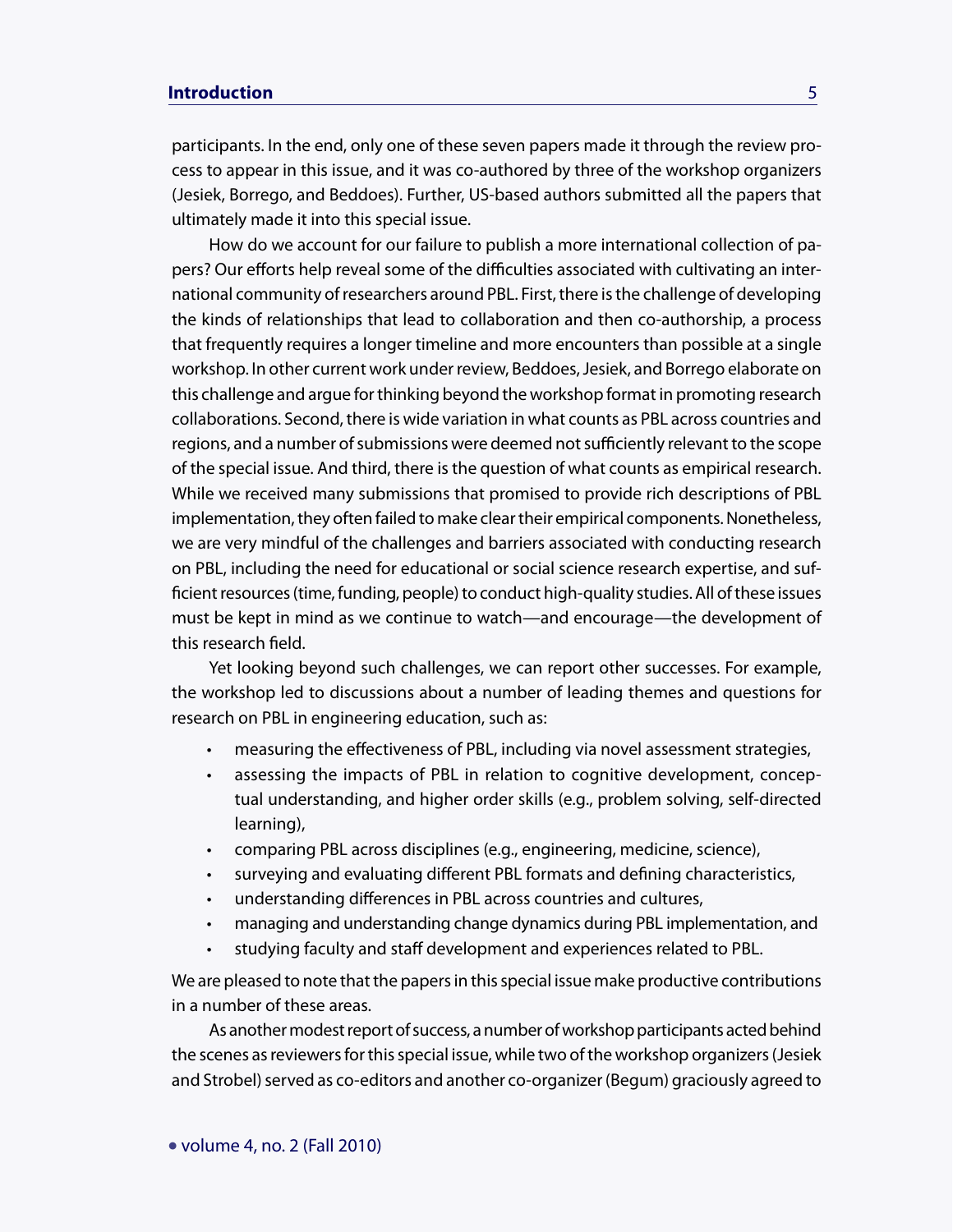participants. In the end, only one of these seven papers made it through the review process to appear in this issue, and it was co-authored by three of the workshop organizers (Jesiek, Borrego, and Beddoes). Further, US-based authors submitted all the papers that ultimately made it into this special issue.

How do we account for our failure to publish a more international collection of papers? Our efforts help reveal some of the difficulties associated with cultivating an international community of researchers around PBL. First, there is the challenge of developing the kinds of relationships that lead to collaboration and then co-authorship, a process that frequently requires a longer timeline and more encounters than possible at a single workshop. In other current work under review, Beddoes, Jesiek, and Borrego elaborate on this challenge and argue for thinking beyond the workshop format in promoting research collaborations. Second, there is wide variation in what counts as PBL across countries and regions, and a number of submissions were deemed not sufficiently relevant to the scope of the special issue. And third, there is the question of what counts as empirical research. While we received many submissions that promised to provide rich descriptions of PBL implementation, they often failed to make clear their empirical components. Nonetheless, we are very mindful of the challenges and barriers associated with conducting research on PBL, including the need for educational or social science research expertise, and sufficient resources (time, funding, people) to conduct high-quality studies. All of these issues must be kept in mind as we continue to watch—and encourage—the development of this research field.

Yet looking beyond such challenges, we can report other successes. For example, the workshop led to discussions about a number of leading themes and questions for research on PBL in engineering education, such as:

- measuring the effectiveness of PBL, including via novel assessment strategies,
- assessing the impacts of PBL in relation to cognitive development, conceptual understanding, and higher order skills (e.g., problem solving, self-directed learning),
- comparing PBL across disciplines (e.g., engineering, medicine, science),
- surveying and evaluating different PBL formats and defining characteristics,
- understanding differences in PBL across countries and cultures,
- managing and understanding change dynamics during PBL implementation, and
- studying faculty and staff development and experiences related to PBL.

We are pleased to note that the papers in this special issue make productive contributions in a number of these areas.

As another modest report of success, a number of workshop participants acted behind the scenes as reviewers for this special issue, while two of the workshop organizers (Jesiek and Strobel) served as co-editors and another co-organizer (Begum) graciously agreed to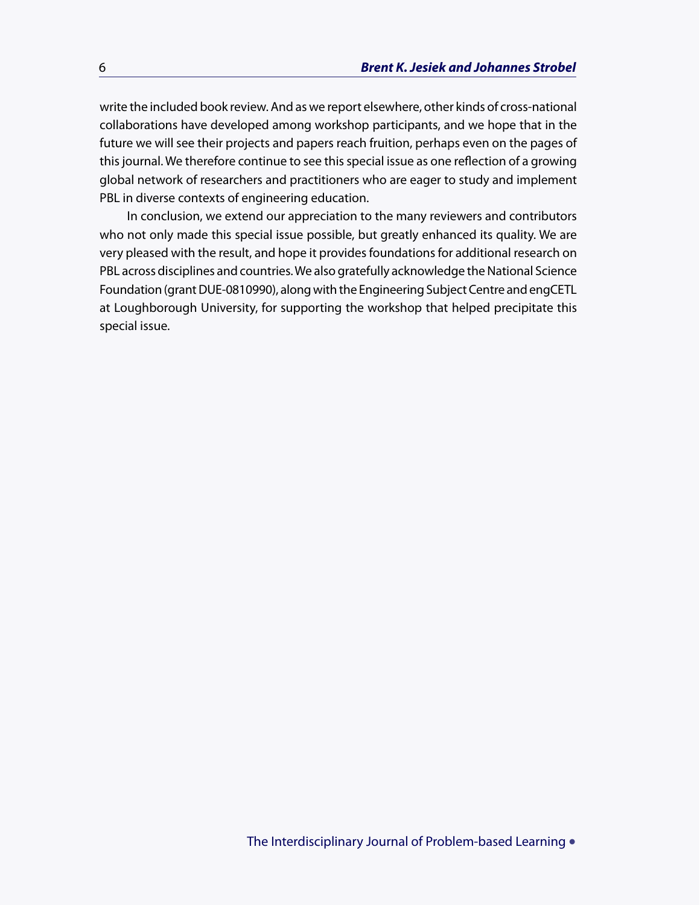write the included book review. And as we report elsewhere, other kinds of cross-national collaborations have developed among workshop participants, and we hope that in the future we will see their projects and papers reach fruition, perhaps even on the pages of this journal. We therefore continue to see this special issue as one reflection of a growing global network of researchers and practitioners who are eager to study and implement PBL in diverse contexts of engineering education.

In conclusion, we extend our appreciation to the many reviewers and contributors who not only made this special issue possible, but greatly enhanced its quality. We are very pleased with the result, and hope it provides foundations for additional research on PBL across disciplines and countries. We also gratefully acknowledge the National Science Foundation (grant DUE-0810990), along with the Engineering Subject Centre and engCETL at Loughborough University, for supporting the workshop that helped precipitate this special issue.